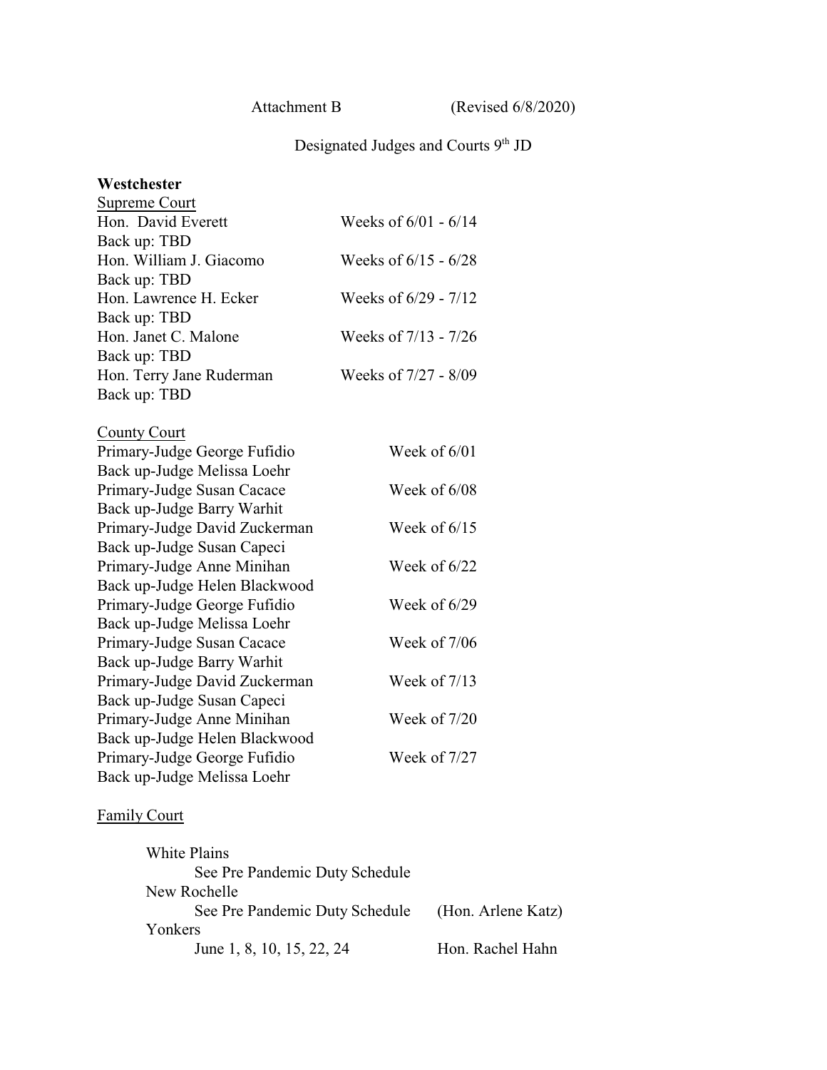Attachment B (Revised 6/8/2020)

Designated Judges and Courts 9[th] JD

**Westchester**

Supreme Court

| | |
|---|---|
| Hon. David Everett | Weeks of 6/01 - 6/14 |
| Back up: TBD | |
| Hon. William J. Giacomo | Weeks of 6/15 - 6/28 |
| Back up: TBD | |
| Hon. Lawrence H. Ecker | Weeks of 6/29 - 7/12 |
| Back up: TBD | |
| Hon. Janet C. Malone | Weeks of 7/13 - 7/26 |
| Back up: TBD | |
| Hon. Terry Jane Ruderman | Weeks of 7/27 - 8/09 |
| Back up: TBD | |

County Court

| | |
|---|---|
| Primary-Judge George Fufidio | Week of 6/01 |
| Back up-Judge Melissa Loehr | |
| Primary-Judge Susan Cacace | Week of 6/08 |
| Back up-Judge Barry Warhit | |
| Primary-Judge David Zuckerman | Week of 6/15 |
| Back up-Judge Susan Capeci | |
| Primary-Judge Anne Minihan | Week of 6/22 |
| Back up-Judge Helen Blackwood | |
| Primary-Judge George Fufidio | Week of 6/29 |
| Back up-Judge Melissa Loehr | |
| Primary-Judge Susan Cacace | Week of 7/06 |
| Back up-Judge Barry Warhit | |
| Primary-Judge David Zuckerman | Week of 7/13 |
| Back up-Judge Susan Capeci | |
| Primary-Judge Anne Minihan | Week of 7/20 |
| Back up-Judge Helen Blackwood | |
| Primary-Judge George Fufidio | Week of 7/27 |
| Back up-Judge Melissa Loehr | |

Family Court

White Plains
- See Pre Pandemic Duty Schedule

New Rochelle
- See Pre Pandemic Duty Schedule (Hon. Arlene Katz)

Yonkers
- June 1, 8, 10, 15, 22, 24 Hon. Rachel Hahn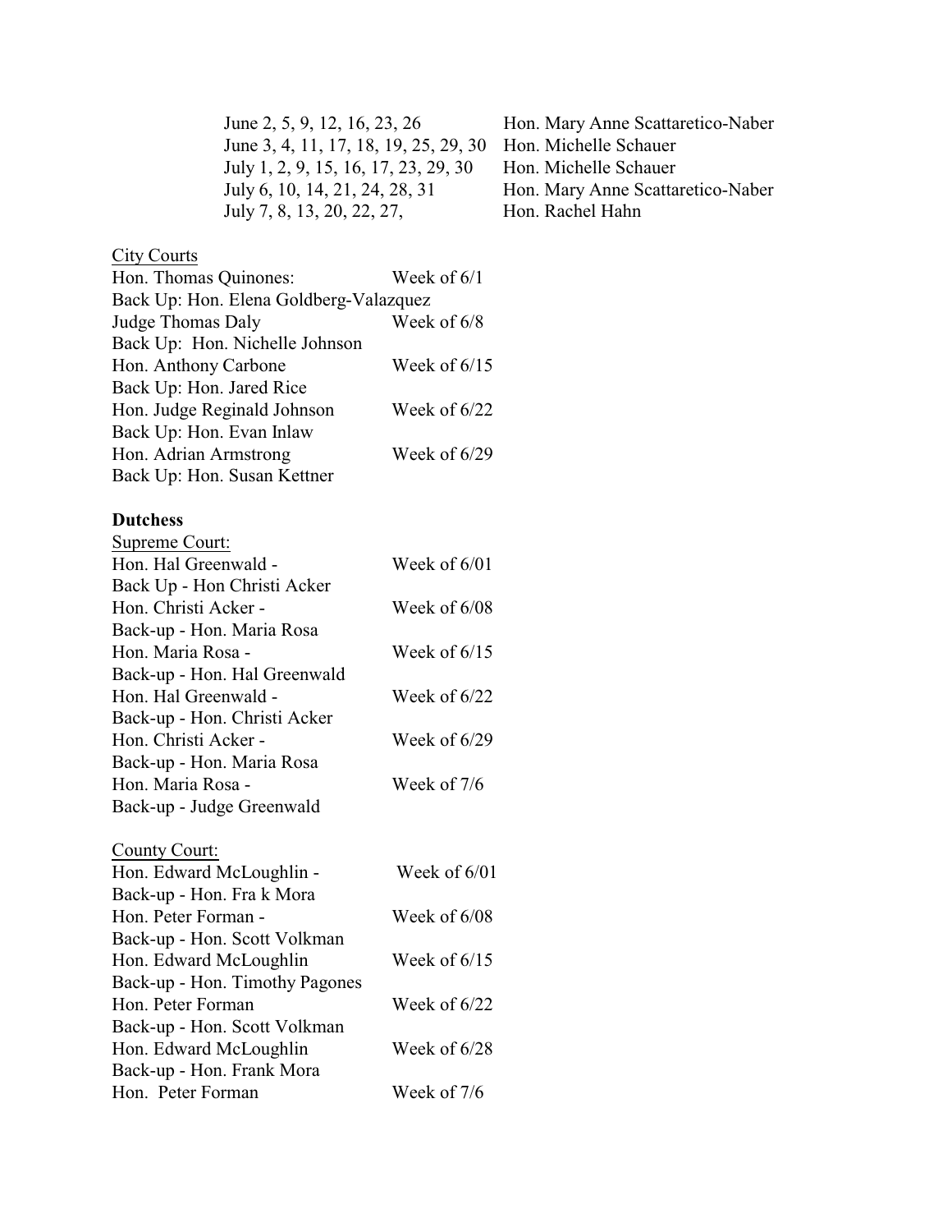| | |
|---|---|
| June 2, 5, 9, 12, 16, 23, 26 | Hon. Mary Anne Scattaretico-Naber |
| June 3, 4, 11, 17, 18, 19, 25, 29, 30 | Hon. Michelle Schauer |
| July 1, 2, 9, 15, 16, 17, 23, 29, 30 | Hon. Michelle Schauer |
| July 6, 10, 14, 21, 24, 28, 31 | Hon. Mary Anne Scattaretico-Naber |
| July 7, 8, 13, 20, 22, 27, | Hon. Rachel Hahn |

City Courts

Hon. Thomas Quinones: Week of 6/1
Back Up: Hon. Elena Goldberg-Valazquez
Judge Thomas Daly Week of 6/8
Back Up: Hon. Nichelle Johnson
Hon. Anthony Carbone Week of 6/15
Back Up: Hon. Jared Rice
Hon. Judge Reginald Johnson Week of 6/22
Back Up: Hon. Evan Inlaw
Hon. Adrian Armstrong Week of 6/29
Back Up: Hon. Susan Kettner

**Dutchess**

Supreme Court:

Hon. Hal Greenwald - Week of 6/01
Back Up - Hon Christi Acker
Hon. Christi Acker - Week of 6/08
Back-up - Hon. Maria Rosa
Hon. Maria Rosa - Week of 6/15
Back-up - Hon. Hal Greenwald
Hon. Hal Greenwald - Week of 6/22
Back-up - Hon. Christi Acker
Hon. Christi Acker - Week of 6/29
Back-up - Hon. Maria Rosa
Hon. Maria Rosa - Week of 7/6
Back-up - Judge Greenwald

County Court:

Hon. Edward McLoughlin - Week of 6/01
Back-up - Hon. Fra k Mora
Hon. Peter Forman - Week of 6/08
Back-up - Hon. Scott Volkman
Hon. Edward McLoughlin Week of 6/15
Back-up - Hon. Timothy Pagones
Hon. Peter Forman Week of 6/22
Back-up - Hon. Scott Volkman
Hon. Edward McLoughlin Week of 6/28
Back-up - Hon. Frank Mora
Hon. Peter Forman Week of 7/6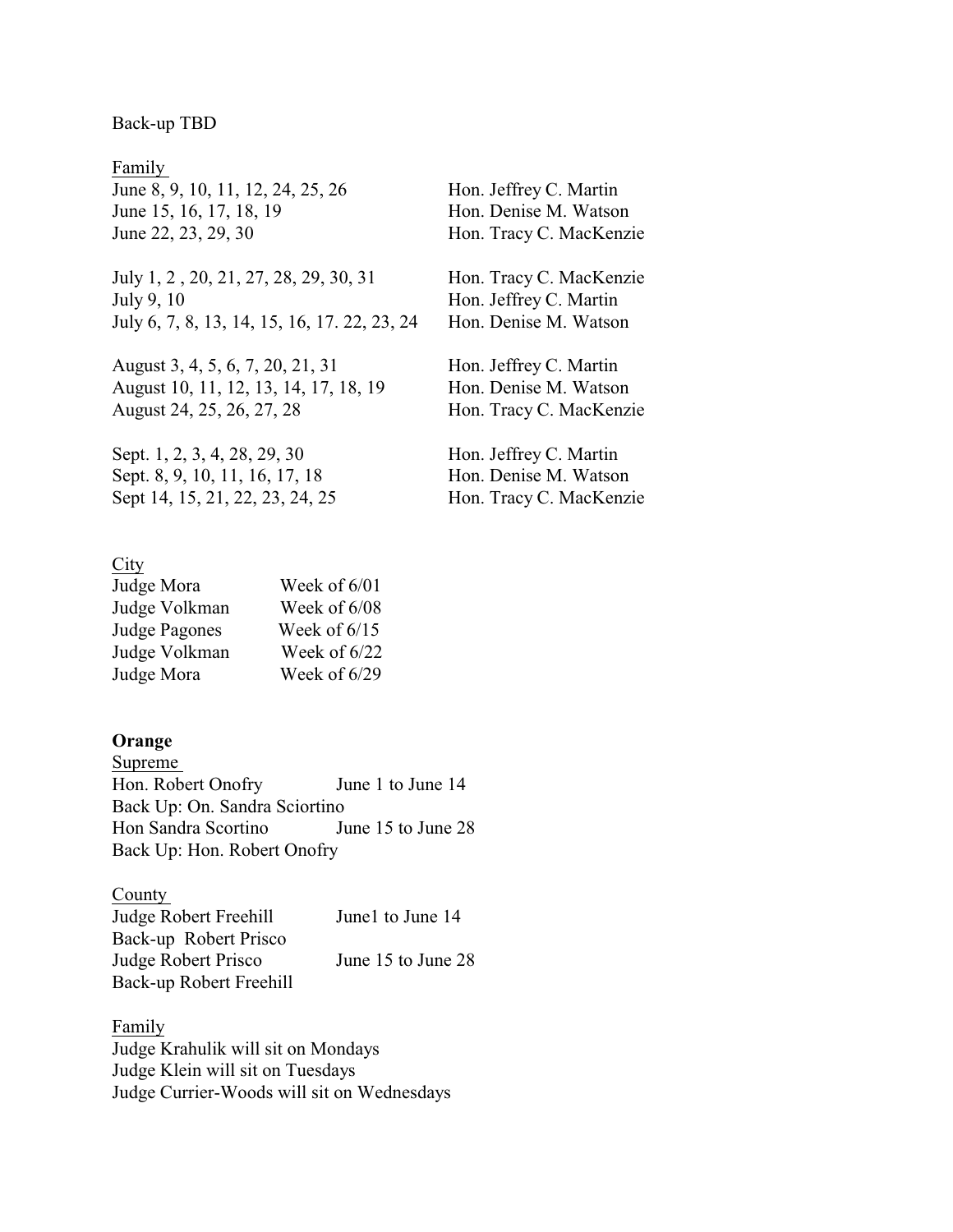Back-up TBD

Family

| | |
|---|---|
| June 8, 9, 10, 11, 12, 24, 25, 26 | Hon. Jeffrey C. Martin |
| June 15, 16, 17, 18, 19 | Hon. Denise M. Watson |
| June 22, 23, 29, 30 | Hon. Tracy C. MacKenzie |
| July 1, 2 , 20, 21, 27, 28, 29, 30, 31 | Hon. Tracy C. MacKenzie |
| July 9, 10 | Hon. Jeffrey C. Martin |
| July 6, 7, 8, 13, 14, 15, 16, 17. 22, 23, 24 | Hon. Denise M. Watson |
| August 3, 4, 5, 6, 7, 20, 21, 31 | Hon. Jeffrey C. Martin |
| August 10, 11, 12, 13, 14, 17, 18, 19 | Hon. Denise M. Watson |
| August 24, 25, 26, 27, 28 | Hon. Tracy C. MacKenzie |
| Sept. 1, 2, 3, 4, 28, 29, 30 | Hon. Jeffrey C. Martin |
| Sept. 8, 9, 10, 11, 16, 17, 18 | Hon. Denise M. Watson |
| Sept 14, 15, 21, 22, 23, 24, 25 | Hon. Tracy C. MacKenzie |

City

| | |
|---|---|
| Judge Mora | Week of 6/01 |
| Judge Volkman | Week of 6/08 |
| Judge Pagones | Week of 6/15 |
| Judge Volkman | Week of 6/22 |
| Judge Mora | Week of 6/29 |

**Orange**

Supreme

Hon. Robert Onofry June 1 to June 14
Back Up: On. Sandra Sciortino
Hon Sandra Scortino June 15 to June 28
Back Up: Hon. Robert Onofry

County

Judge Robert Freehill June1 to June 14
Back-up Robert Prisco
Judge Robert Prisco June 15 to June 28
Back-up Robert Freehill

Family

Judge Krahulik will sit on Mondays
Judge Klein will sit on Tuesdays
Judge Currier-Woods will sit on Wednesdays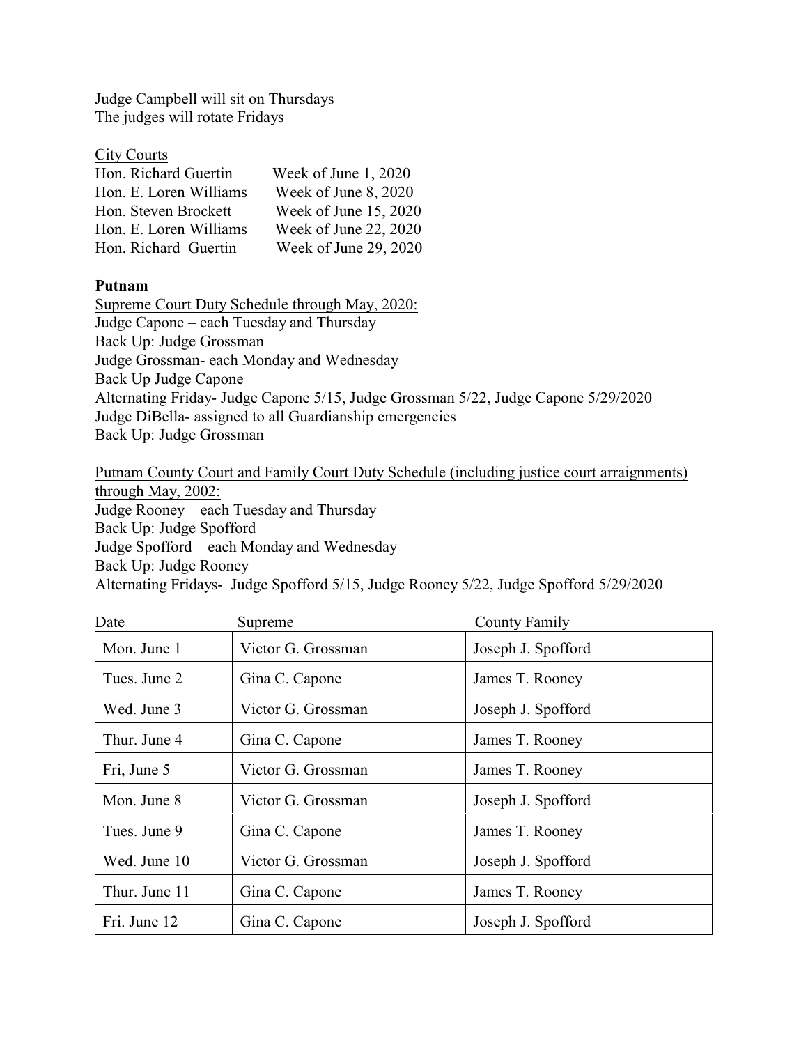Judge Campbell will sit on Thursdays
The judges will rotate Fridays

City Courts

| | |
|---|---|
| Hon. Richard Guertin | Week of June 1, 2020 |
| Hon. E. Loren Williams | Week of June 8, 2020 |
| Hon. Steven Brockett | Week of June 15, 2020 |
| Hon. E. Loren Williams | Week of June 22, 2020 |
| Hon. Richard Guertin | Week of June 29, 2020 |

**Putnam**

Supreme Court Duty Schedule through May, 2020:
Judge Capone – each Tuesday and Thursday
Back Up: Judge Grossman
Judge Grossman- each Monday and Wednesday
Back Up Judge Capone
Alternating Friday- Judge Capone 5/15, Judge Grossman 5/22, Judge Capone 5/29/2020
Judge DiBella- assigned to all Guardianship emergencies
Back Up: Judge Grossman

Putnam County Court and Family Court Duty Schedule (including justice court arraignments) through May, 2002:
Judge Rooney – each Tuesday and Thursday
Back Up: Judge Spofford
Judge Spofford – each Monday and Wednesday
Back Up: Judge Rooney
Alternating Fridays- Judge Spofford 5/15, Judge Rooney 5/22, Judge Spofford 5/29/2020

| Date | Supreme | County Family |
|---|---|---|
| Mon. June 1 | Victor G. Grossman | Joseph J. Spofford |
| Tues. June 2 | Gina C. Capone | James T. Rooney |
| Wed. June 3 | Victor G. Grossman | Joseph J. Spofford |
| Thur. June 4 | Gina C. Capone | James T. Rooney |
| Fri, June 5 | Victor G. Grossman | James T. Rooney |
| Mon. June 8 | Victor G. Grossman | Joseph J. Spofford |
| Tues. June 9 | Gina C. Capone | James T. Rooney |
| Wed. June 10 | Victor G. Grossman | Joseph J. Spofford |
| Thur. June 11 | Gina C. Capone | James T. Rooney |
| Fri. June 12 | Gina C. Capone | Joseph J. Spofford |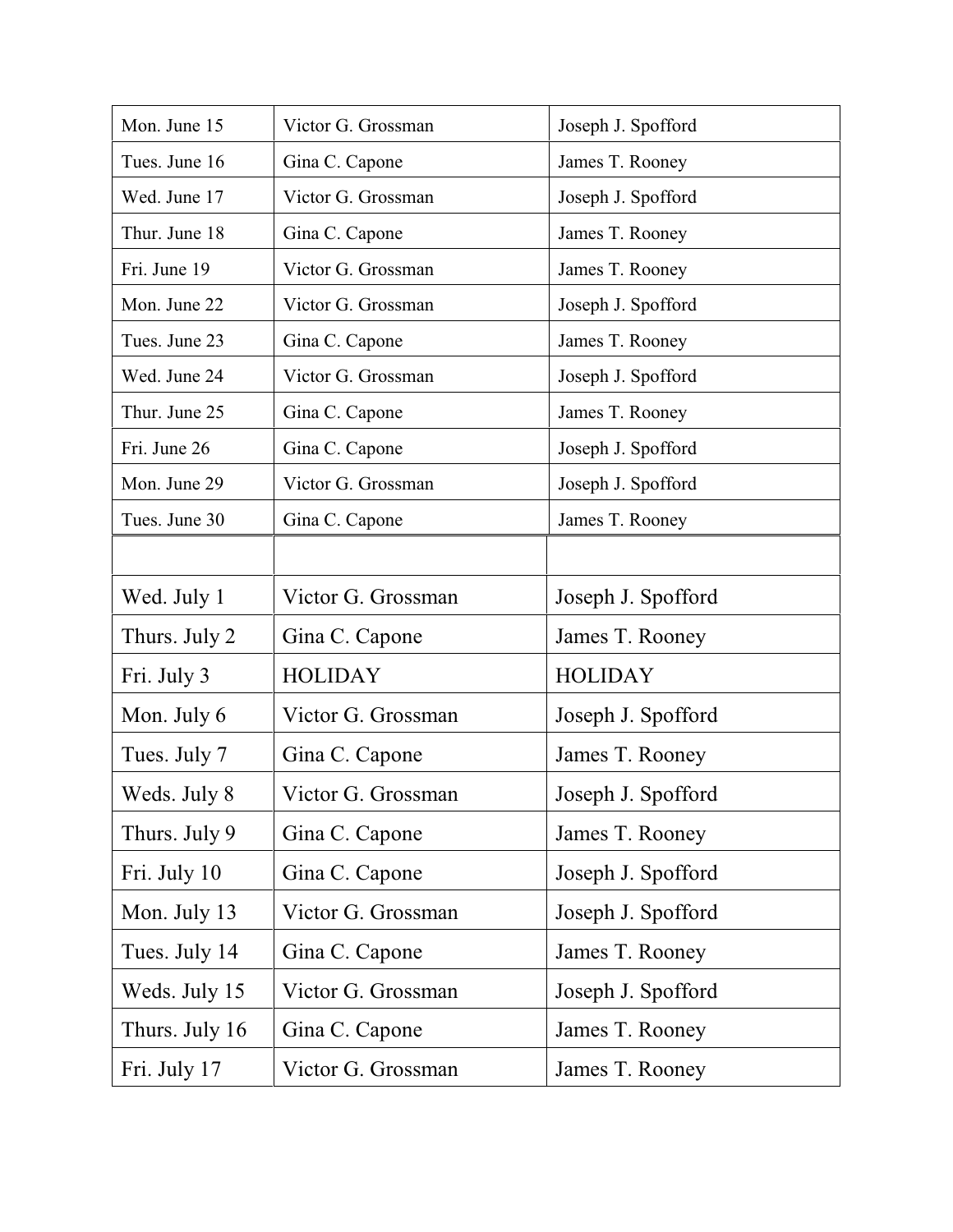| Mon. June 15 | Victor G. Grossman | Joseph J. Spofford |
| --- | --- | --- |
| Tues. June 16 | Gina C. Capone | James T. Rooney |
| Wed. June 17 | Victor G. Grossman | Joseph J. Spofford |
| Thur. June 18 | Gina C. Capone | James T. Rooney |
| Fri. June 19 | Victor G. Grossman | James T. Rooney |
| Mon. June 22 | Victor G. Grossman | Joseph J. Spofford |
| Tues. June 23 | Gina C. Capone | James T. Rooney |
| Wed. June 24 | Victor G. Grossman | Joseph J. Spofford |
| Thur. June 25 | Gina C. Capone | James T. Rooney |
| Fri. June 26 | Gina C. Capone | Joseph J. Spofford |
| Mon. June 29 | Victor G. Grossman | Joseph J. Spofford |
| Tues. June 30 | Gina C. Capone | James T. Rooney |
| | | |
| Wed. July 1 | Victor G. Grossman | Joseph J. Spofford |
| Thurs. July 2 | Gina C. Capone | James T. Rooney |
| Fri. July 3 | HOLIDAY | HOLIDAY |
| Mon. July 6 | Victor G. Grossman | Joseph J. Spofford |
| Tues. July 7 | Gina C. Capone | James T. Rooney |
| Weds. July 8 | Victor G. Grossman | Joseph J. Spofford |
| Thurs. July 9 | Gina C. Capone | James T. Rooney |
| Fri. July 10 | Gina C. Capone | Joseph J. Spofford |
| Mon. July 13 | Victor G. Grossman | Joseph J. Spofford |
| Tues. July 14 | Gina C. Capone | James T. Rooney |
| Weds. July 15 | Victor G. Grossman | Joseph J. Spofford |
| Thurs. July 16 | Gina C. Capone | James T. Rooney |
| Fri. July 17 | Victor G. Grossman | James T. Rooney |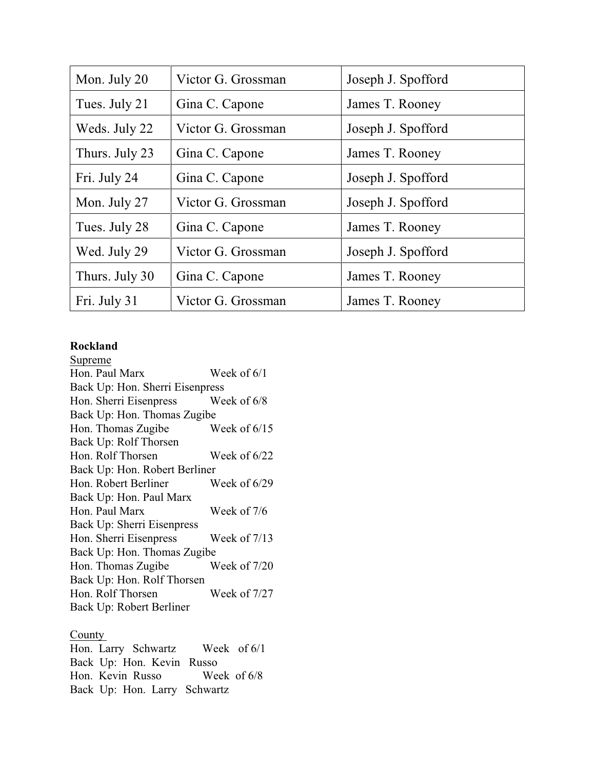| | | |
|---|---|---|
| Mon. July 20 | Victor G. Grossman | Joseph J. Spofford |
| Tues. July 21 | Gina C. Capone | James T. Rooney |
| Weds. July 22 | Victor G. Grossman | Joseph J. Spofford |
| Thurs. July 23 | Gina C. Capone | James T. Rooney |
| Fri. July 24 | Gina C. Capone | Joseph J. Spofford |
| Mon. July 27 | Victor G. Grossman | Joseph J. Spofford |
| Tues. July 28 | Gina C. Capone | James T. Rooney |
| Wed. July 29 | Victor G. Grossman | Joseph J. Spofford |
| Thurs. July 30 | Gina C. Capone | James T. Rooney |
| Fri. July 31 | Victor G. Grossman | James T. Rooney |

**Rockland**

Supreme

Hon. Paul Marx Week of 6/1
Back Up: Hon. Sherri Eisenpress
Hon. Sherri Eisenpress Week of 6/8
Back Up: Hon. Thomas Zugibe
Hon. Thomas Zugibe Week of 6/15
Back Up: Rolf Thorsen
Hon. Rolf Thorsen Week of 6/22
Back Up: Hon. Robert Berliner
Hon. Robert Berliner Week of 6/29
Back Up: Hon. Paul Marx
Hon. Paul Marx Week of 7/6
Back Up: Sherri Eisenpress
Hon. Sherri Eisenpress Week of 7/13
Back Up: Hon. Thomas Zugibe
Hon. Thomas Zugibe Week of 7/20
Back Up: Hon. Rolf Thorsen
Hon. Rolf Thorsen Week of 7/27
Back Up: Robert Berliner

County

Hon. Larry Schwartz Week of 6/1
Back Up: Hon. Kevin Russo
Hon. Kevin Russo Week of 6/8
Back Up: Hon. Larry Schwartz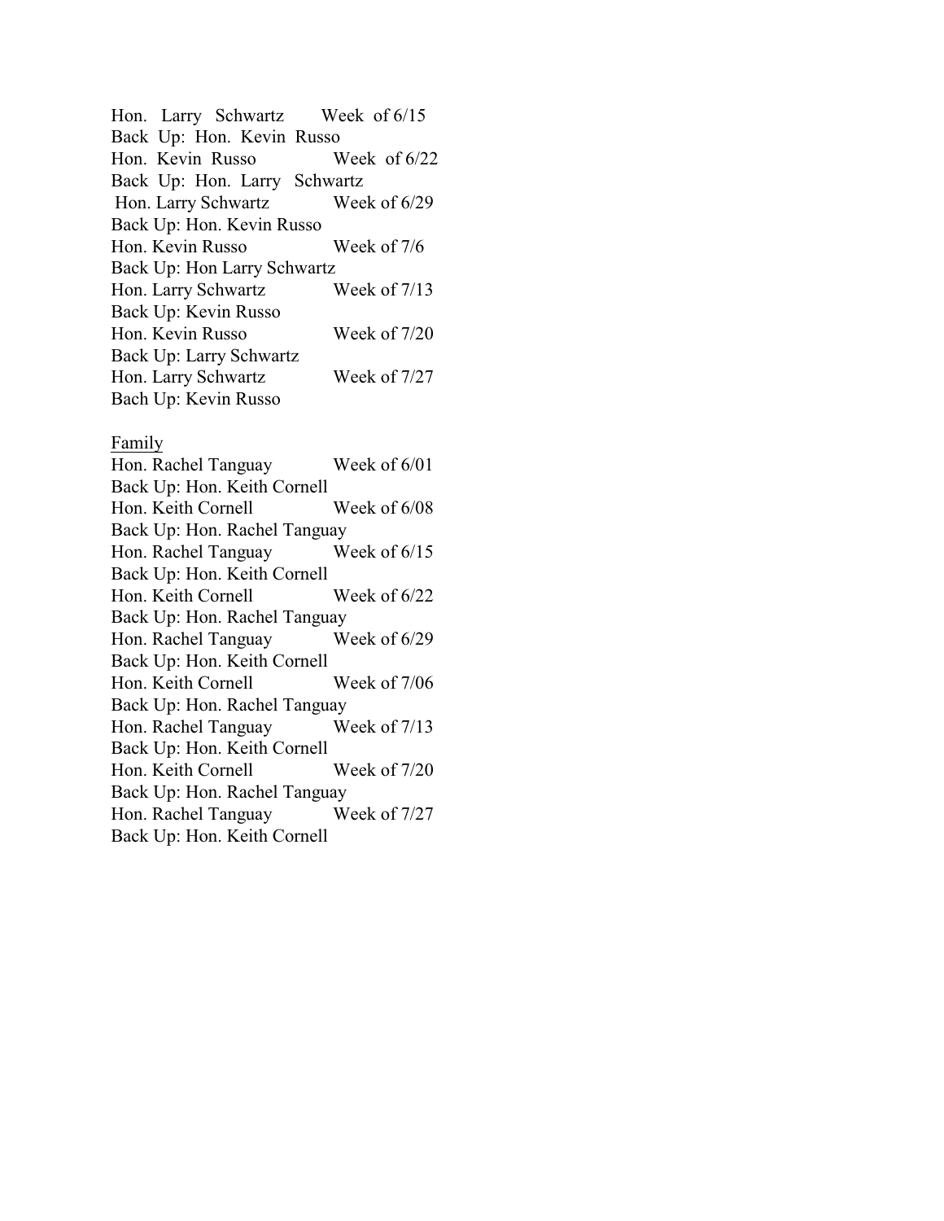Hon. Larry Schwartz Week of 6/15
Back Up: Hon. Kevin Russo
Hon. Kevin Russo Week of 6/22
Back Up: Hon. Larry Schwartz
Hon. Larry Schwartz Week of 6/29
Back Up: Hon. Kevin Russo
Hon. Kevin Russo Week of 7/6
Back Up: Hon Larry Schwartz
Hon. Larry Schwartz Week of 7/13
Back Up: Kevin Russo
Hon. Kevin Russo Week of 7/20
Back Up: Larry Schwartz
Hon. Larry Schwartz Week of 7/27
Bach Up: Kevin Russo

<u>Family</u>
Hon. Rachel Tanguay Week of 6/01
Back Up: Hon. Keith Cornell
Hon. Keith Cornell Week of 6/08
Back Up: Hon. Rachel Tanguay
Hon. Rachel Tanguay Week of 6/15
Back Up: Hon. Keith Cornell
Hon. Keith Cornell Week of 6/22
Back Up: Hon. Rachel Tanguay
Hon. Rachel Tanguay Week of 6/29
Back Up: Hon. Keith Cornell
Hon. Keith Cornell Week of 7/06
Back Up: Hon. Rachel Tanguay
Hon. Rachel Tanguay Week of 7/13
Back Up: Hon. Keith Cornell
Hon. Keith Cornell Week of 7/20
Back Up: Hon. Rachel Tanguay
Hon. Rachel Tanguay Week of 7/27
Back Up: Hon. Keith Cornell